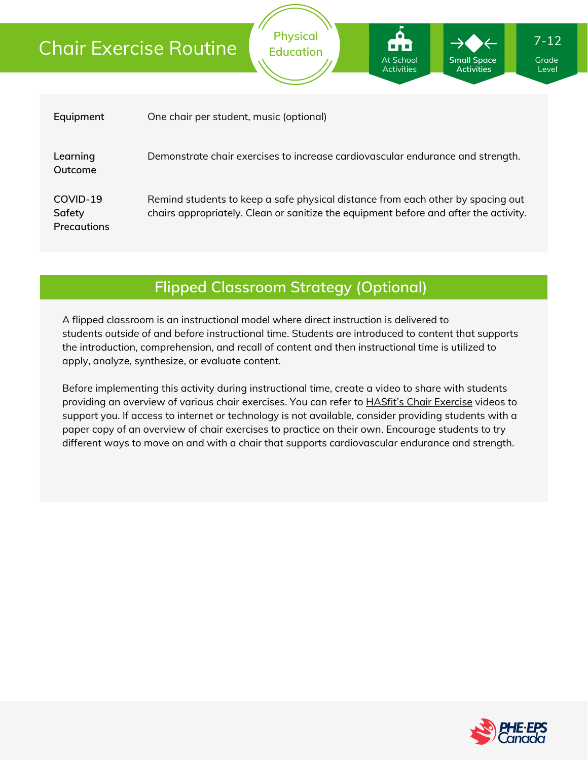# Chair Exercise Routine

Physical Education

At School Activities

Small Space Activities

7-12 Grade Level

| | |
|---|---|
| **Equipment** | One chair per student, music (optional) |
| **Learning Outcome** | Demonstrate chair exercises to increase cardiovascular endurance and strength. |
| **COVID-19 Safety Precautions** | Remind students to keep a safe physical distance from each other by spacing out chairs appropriately. Clean or sanitize the equipment before and after the activity. |

## Flipped Classroom Strategy (Optional)

A flipped classroom is an instructional model where direct instruction is delivered to students *outside* of and *before* instructional time. Students are introduced to content that supports the introduction, comprehension, and recall of content and then instructional time is utilized to apply, analyze, synthesize, or evaluate content.

Before implementing this activity during instructional time, create a video to share with students providing an overview of various chair exercises. You can refer to HASfit's Chair Exercise videos to support you. If access to internet or technology is not available, consider providing students with a paper copy of an overview of chair exercises to practice on their own. Encourage students to try different ways to move on and with a chair that supports cardiovascular endurance and strength.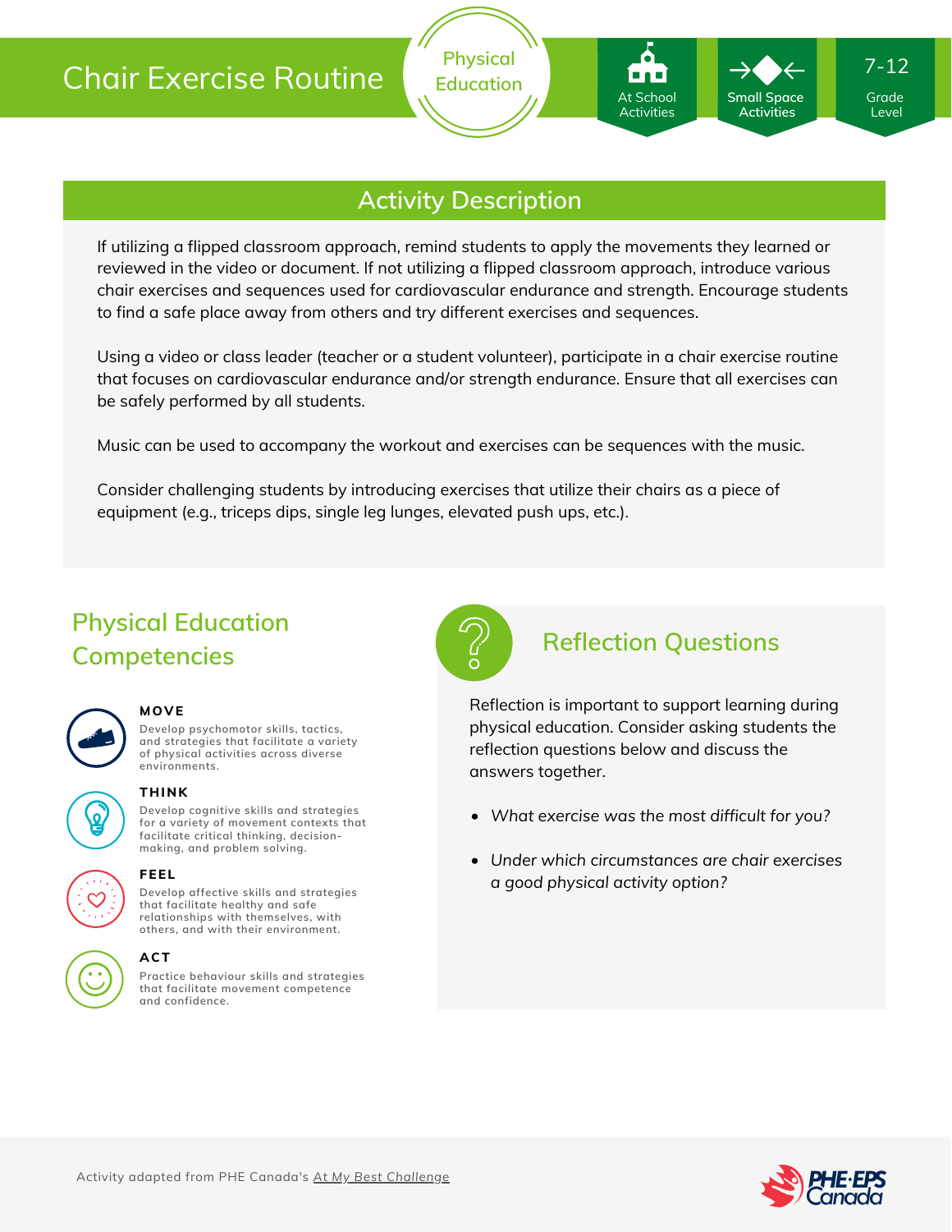# Chair Exercise Routine

Physical Education

At School Activities | Small Space Activities | 7-12 Grade Level

## Activity Description

If utilizing a flipped classroom approach, remind students to apply the movements they learned or reviewed in the video or document. If not utilizing a flipped classroom approach, introduce various chair exercises and sequences used for cardiovascular endurance and strength. Encourage students to find a safe place away from others and try different exercises and sequences.

Using a video or class leader (teacher or a student volunteer), participate in a chair exercise routine that focuses on cardiovascular endurance and/or strength endurance. Ensure that all exercises can be safely performed by all students.

Music can be used to accompany the workout and exercises can be sequences with the music.

Consider challenging students by introducing exercises that utilize their chairs as a piece of equipment (e.g., triceps dips, single leg lunges, elevated push ups, etc.).

## Physical Education Competencies

**MOVE**
Develop psychomotor skills, tactics, and strategies that facilitate a variety of physical activities across diverse environments.

**THINK**
Develop cognitive skills and strategies for a variety of movement contexts that facilitate critical thinking, decision-making, and problem solving.

**FEEL**
Develop affective skills and strategies that facilitate healthy and safe relationships with themselves, with others, and with their environment.

**ACT**
Practice behaviour skills and strategies that facilitate movement competence and confidence.

## Reflection Questions

Reflection is important to support learning during physical education. Consider asking students the reflection questions below and discuss the answers together.

- *What exercise was the most difficult for you?*
- *Under which circumstances are chair exercises a good physical activity option?*

Activity adapted from PHE Canada's At My Best Challenge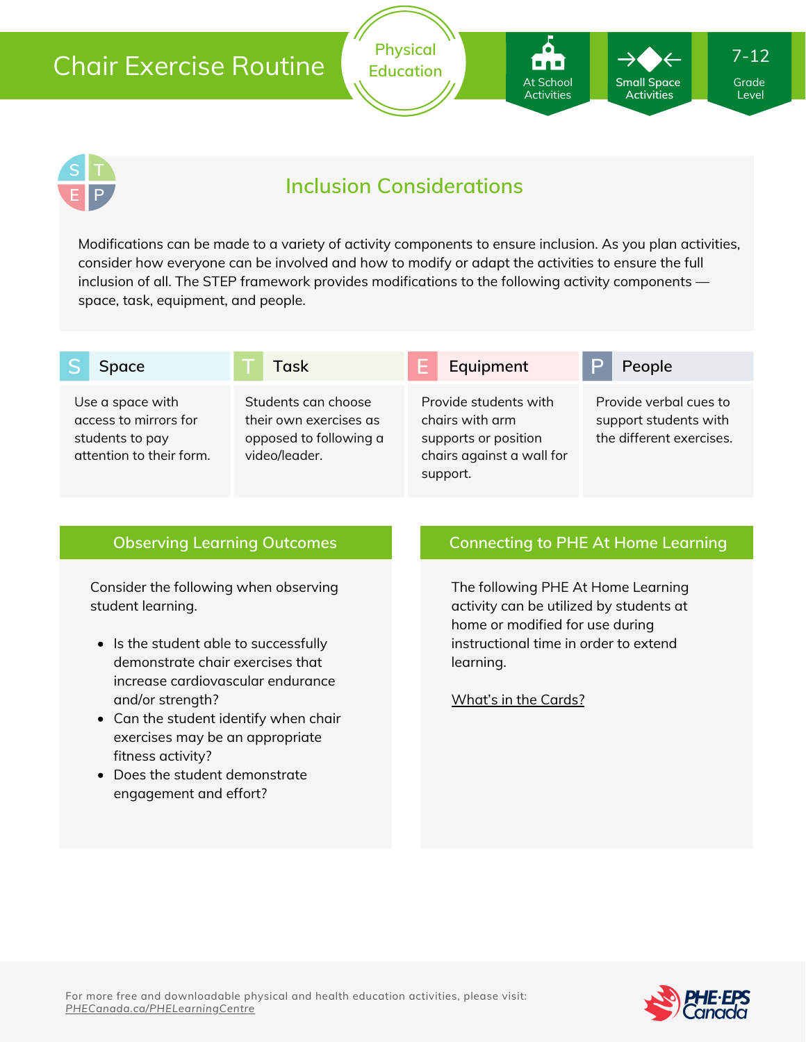# Chair Exercise Routine

Physical Education

At School Activities

Small Space Activities

7-12 Grade Level

## Inclusion Considerations

Modifications can be made to a variety of activity components to ensure inclusion. As you plan activities, consider how everyone can be involved and how to modify or adapt the activities to ensure the full inclusion of all. The STEP framework provides modifications to the following activity components — space, task, equipment, and people.

| S Space | T Task | E Equipment | P People |
|---|---|---|---|
| Use a space with access to mirrors for students to pay attention to their form. | Students can choose their own exercises as opposed to following a video/leader. | Provide students with chairs with arm supports or position chairs against a wall for support. | Provide verbal cues to support students with the different exercises. |

## Observing Learning Outcomes

Consider the following when observing student learning.

- Is the student able to successfully demonstrate chair exercises that increase cardiovascular endurance and/or strength?
- Can the student identify when chair exercises may be an appropriate fitness activity?
- Does the student demonstrate engagement and effort?

## Connecting to PHE At Home Learning

The following PHE At Home Learning activity can be utilized by students at home or modified for use during instructional time in order to extend learning.

What's in the Cards?

For more free and downloadable physical and health education activities, please visit: PHECanada.ca/PHELearningCentre

PHE·EPS Canada